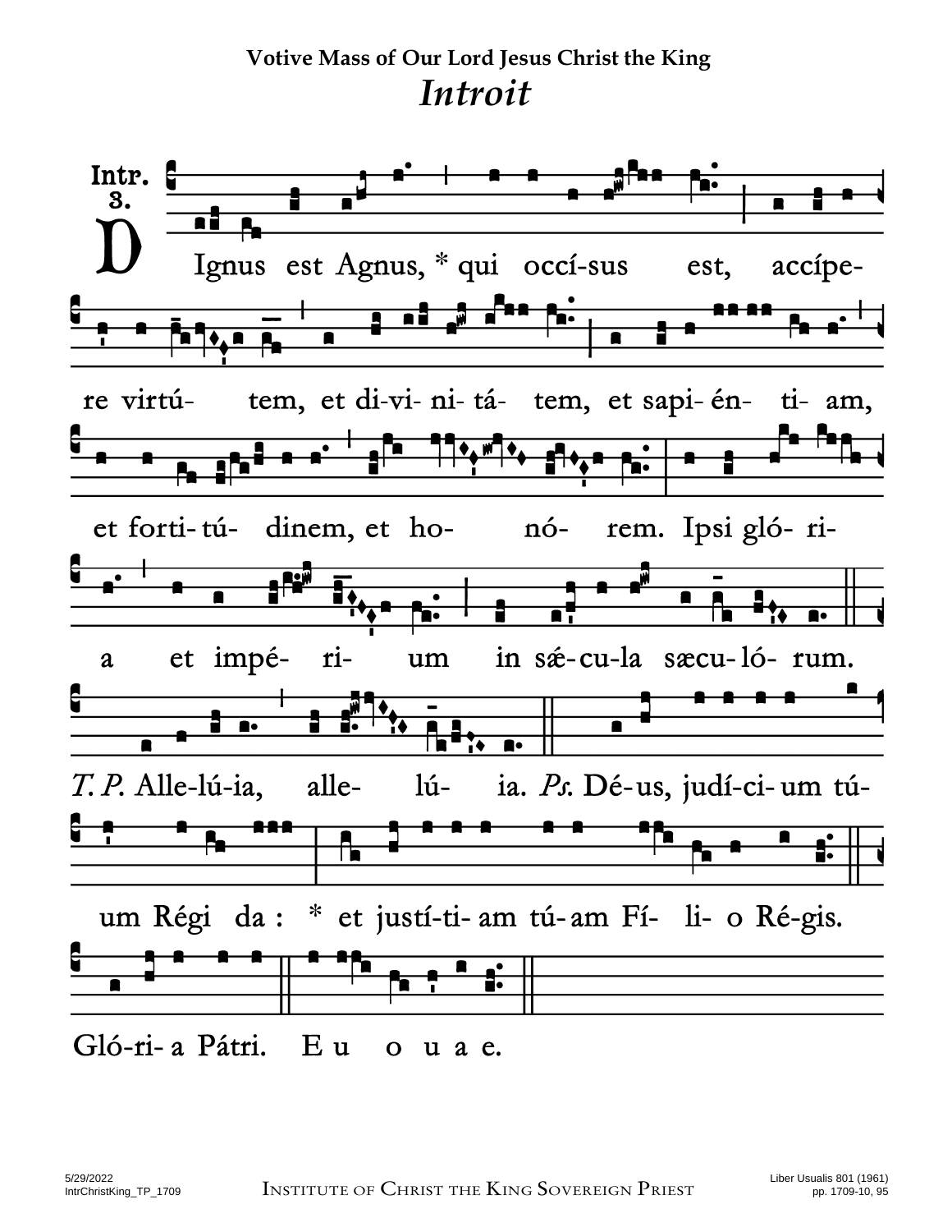**Votive Mass of Our Lord Jesus Christ the King**

# *Introit*

Intr. 3.

DIgnus est Agnus, * qui occí-sus est, accípe-re virtú- tem, et di-vi- ni- tá- tem, et sapi- én- ti- am, et forti- tú- dinem, et ho- nó- rem. Ipsi gló- ri- a et impé- ri- um in sǽ-cu-la sæcu- ló- rum.

*T. P.* Alle-lú-ia, alle- lú- ia. *Ps.* Dé-us, judí-ci- um tú- um Régi da : * et justí-ti- am tú-am Fí- li- o Ré-gis. Gló-ri- a Pátri. E u o u a e.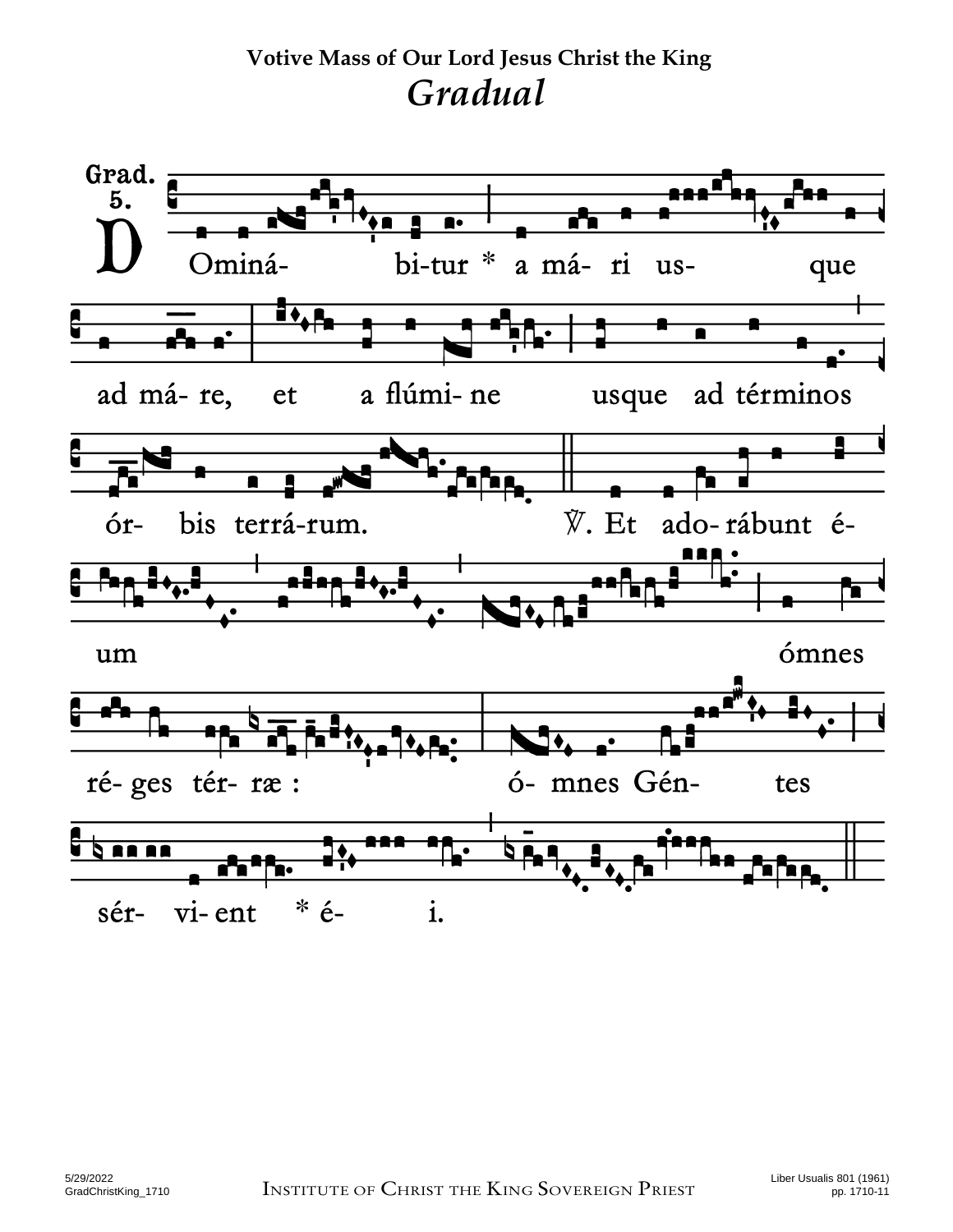**Votive Mass of Our Lord Jesus Christ the King**

# *Gradual*

Grad. 5.

DOminá- bi-tur * a má- ri us- que ad má- re, et a flúmi- ne usque ad términos ór- bis terrá-rum. ℣. Et ado- rábunt é- um ómnes ré- ges tér- ræ : ó- mnes Gén- tes sér- vi- ent * é- i.

Liber Usualis 801 (1961) pp. 1710-11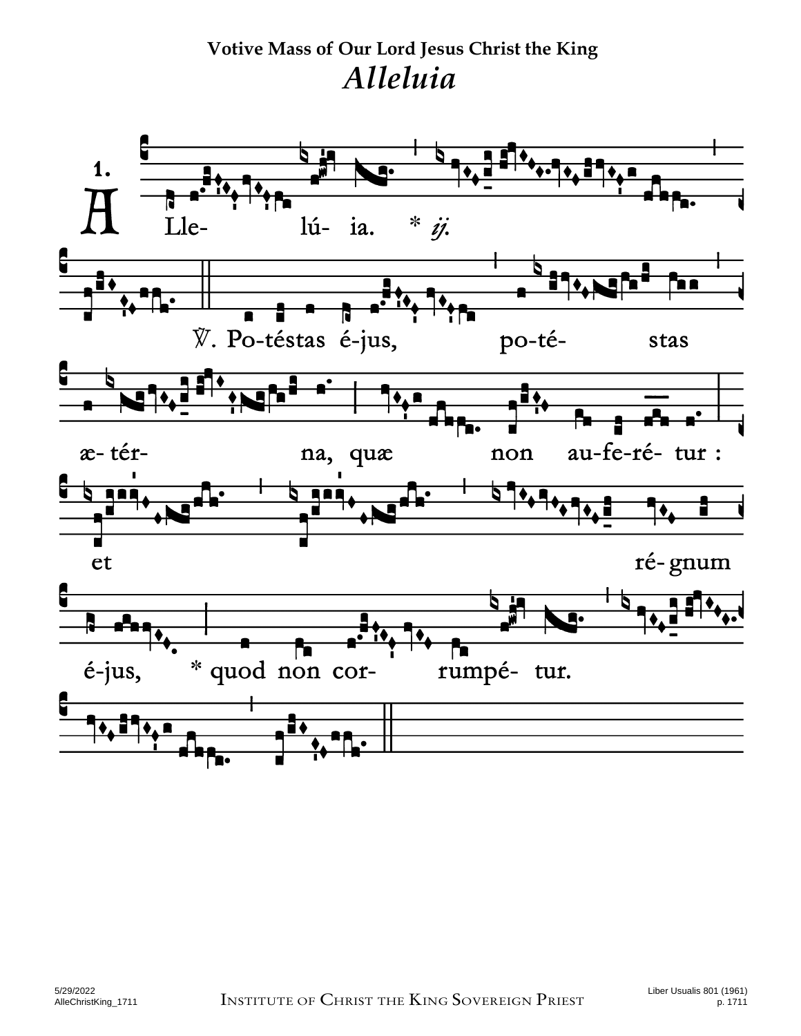**Votive Mass of Our Lord Jesus Christ the King**

# *Alleluia*

1.

A Lle- lú- ia. * *ij.*

℣. Po-téstas é-jus, po-té- stas

æ- tér- na, quæ non au-fe-ré- tur :

et ré- gnum

é-jus, * quod non cor- rumpé- tur.

5/29/2022
AlleChristKing_1711

Institute of Christ the King Sovereign Priest

Liber Usualis 801 (1961)
p. 1711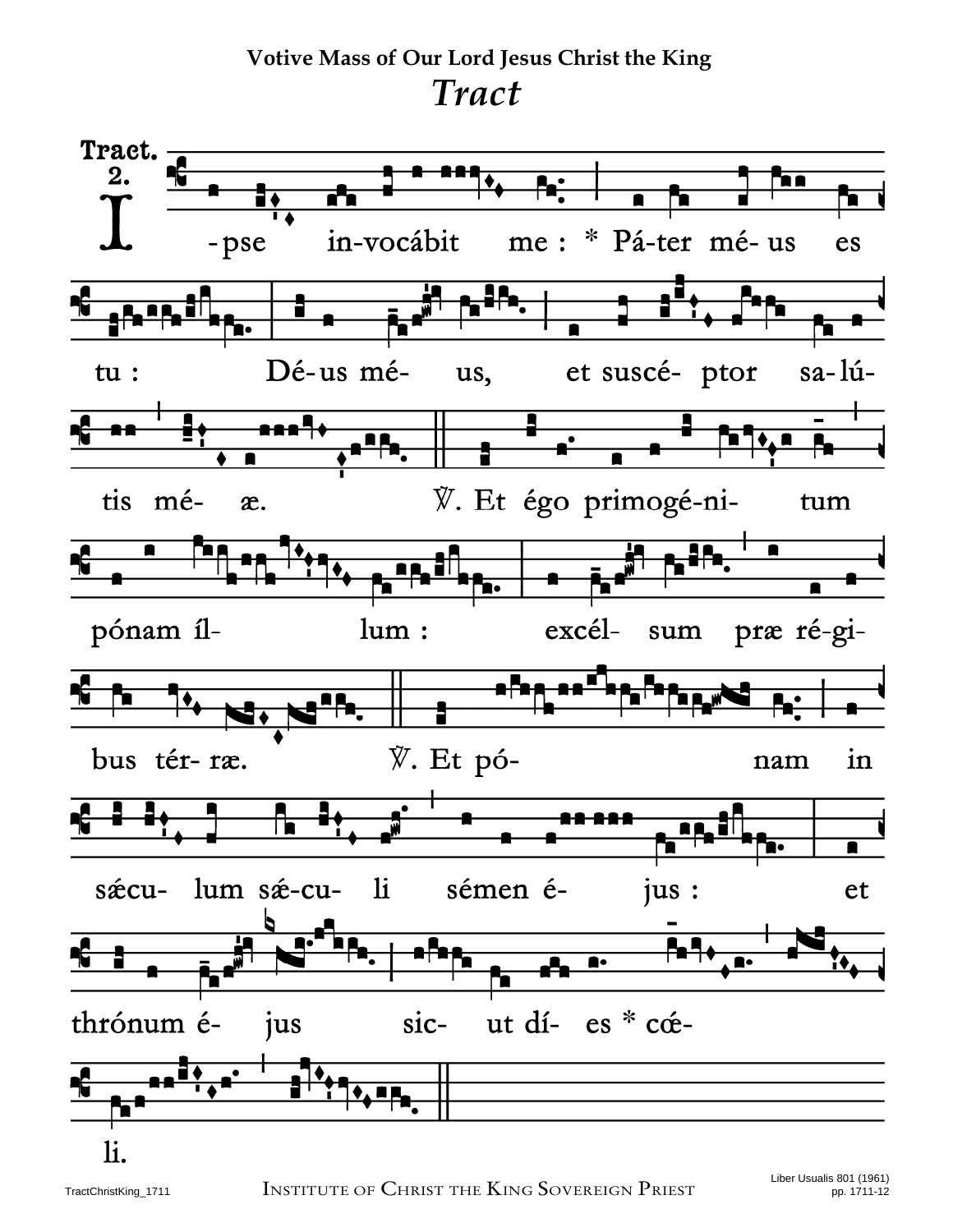**Votive Mass of Our Lord Jesus Christ the King**

# *Tract*

Tract. 2.

Ipse invocábit me : * Páter méus es tu : Déus méus, et suscéptor salútis méæ. ℣. Et égo primogénitum pónam íllum : excélsum præ régibus térræ. ℣. Et pónam in sǽculum sǽculi sémen éjus : et thrónum éjus sicut díes * cǽli.

Liber Usualis 801 (1961) pp. 1711-12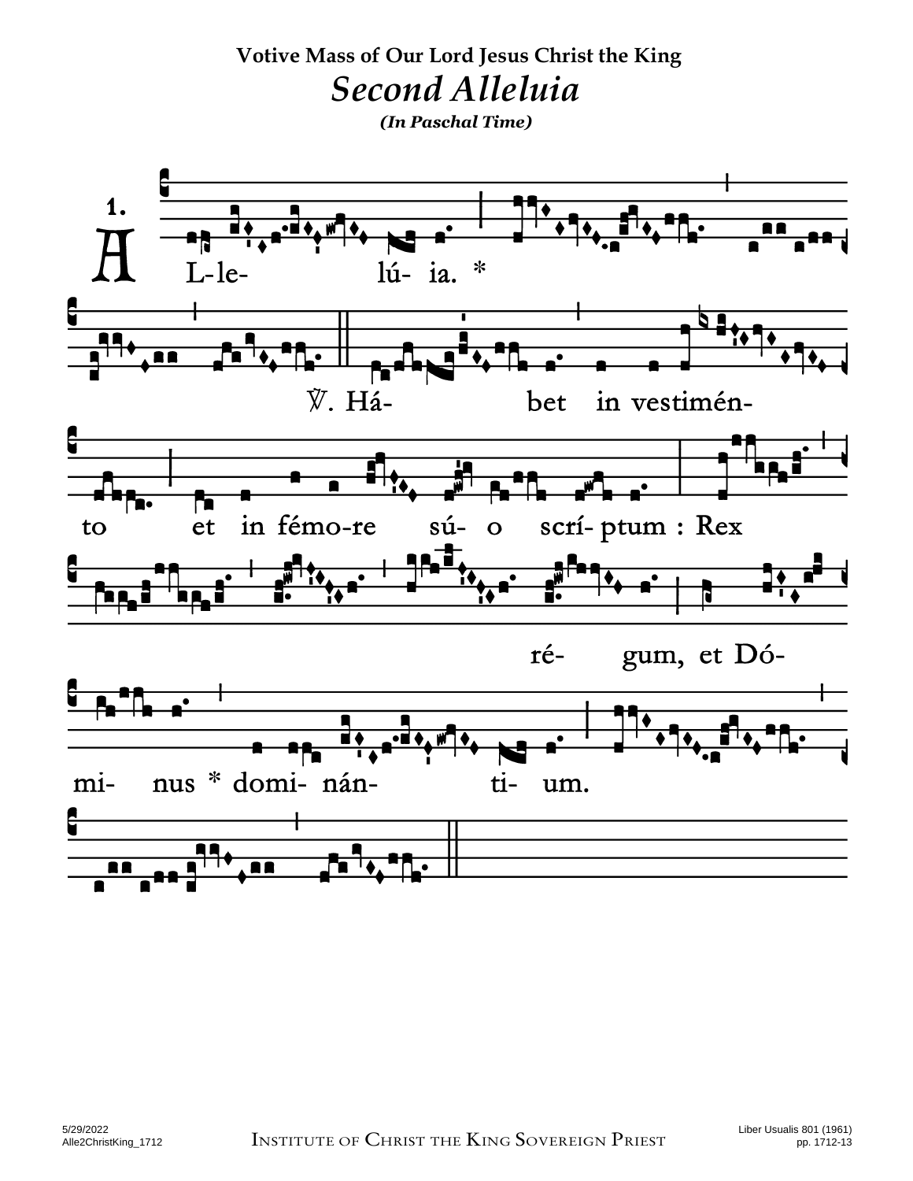**Votive Mass of Our Lord Jesus Christ the King**

# *Second Alleluia*

***(In Paschal Time)***

1.

A L-le- lú- ia. *

℣. Há- bet in vestimén-

to et in fémo-re sú- o scrí- ptum : Rex

ré- gum, et Dó-

mi- nus * domi- nán- ti- um.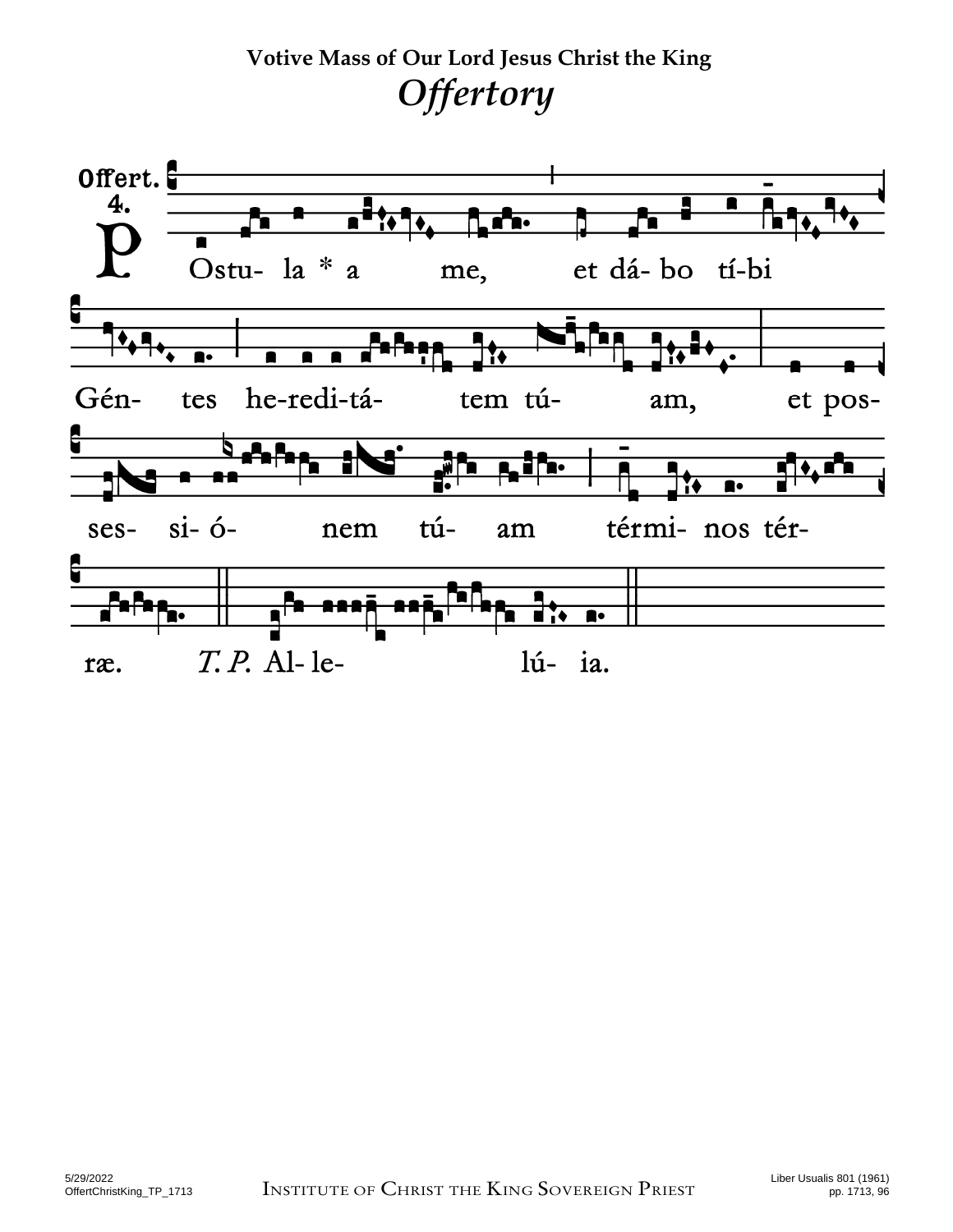# Votive Mass of Our Lord Jesus Christ the King

## *Offertory*

Offert. 4.

P Ostu- la * a me, et dá- bo tí-bi

Gén- tes he-redi-tá- tem tú- am, et pos-

ses- si- ó- nem tú- am térmi- nos tér-

ræ. *T. P.* Al- le- lú- ia.

INSTITUTE OF CHRIST THE KING SOVEREIGN PRIEST

5/29/2022
OffertChristKing_TP_1713

Liber Usualis 801 (1961)
pp. 1713, 96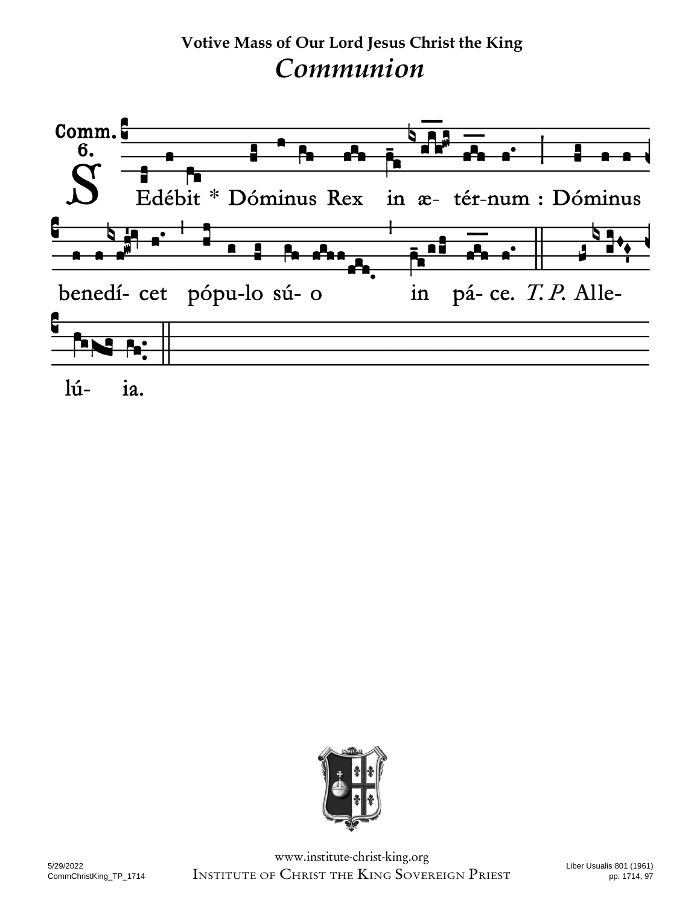# Votive Mass of Our Lord Jesus Christ the King

## *Communion*

Comm. 6.

S Edébit * Dóminus Rex in æ- tér-num : Dóminus benedí- cet pópu-lo sú- o in pá- ce. *T. P.* Alle- lú- ia.

www.institute-christ-king.org

INSTITUTE OF CHRIST THE KING SOVEREIGN PRIEST

5/29/2022
CommChristKing_TP_1714

Liber Usualis 801 (1961)
pp. 1714, 97